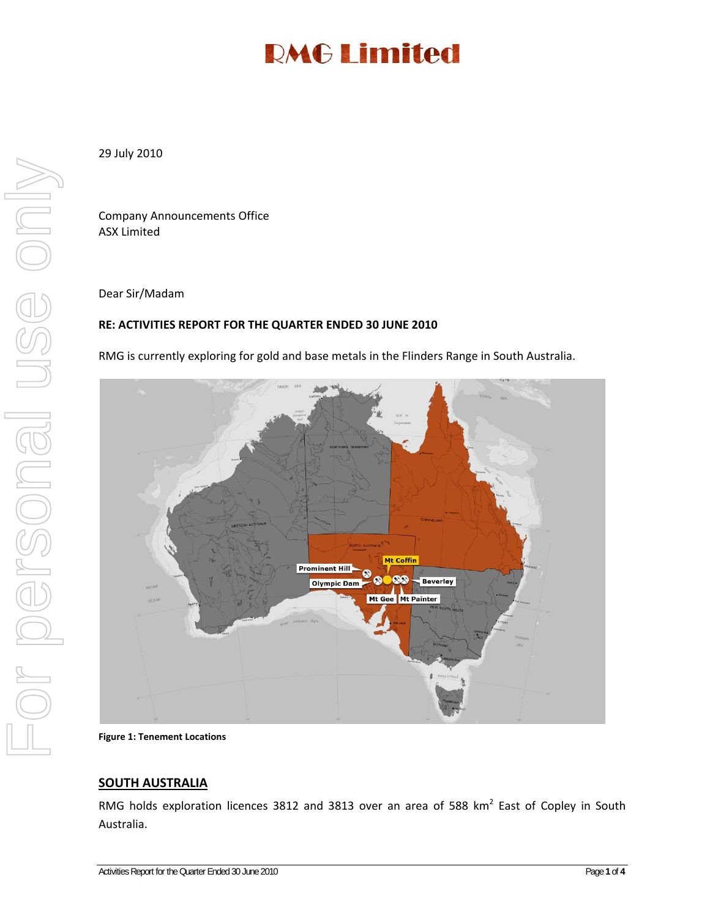# RMG Limited

29 July 2010

Company Announcements Office
ASX Limited

Dear Sir/Madam

**RE: ACTIVITIES REPORT FOR THE QUARTER ENDED 30 JUNE 2010**

RMG is currently exploring for gold and base metals in the Flinders Range in South Australia.

**Figure 1: Tenement Locations**

## SOUTH AUSTRALIA

RMG holds exploration licences 3812 and 3813 over an area of 588 km$^2$ East of Copley in South Australia.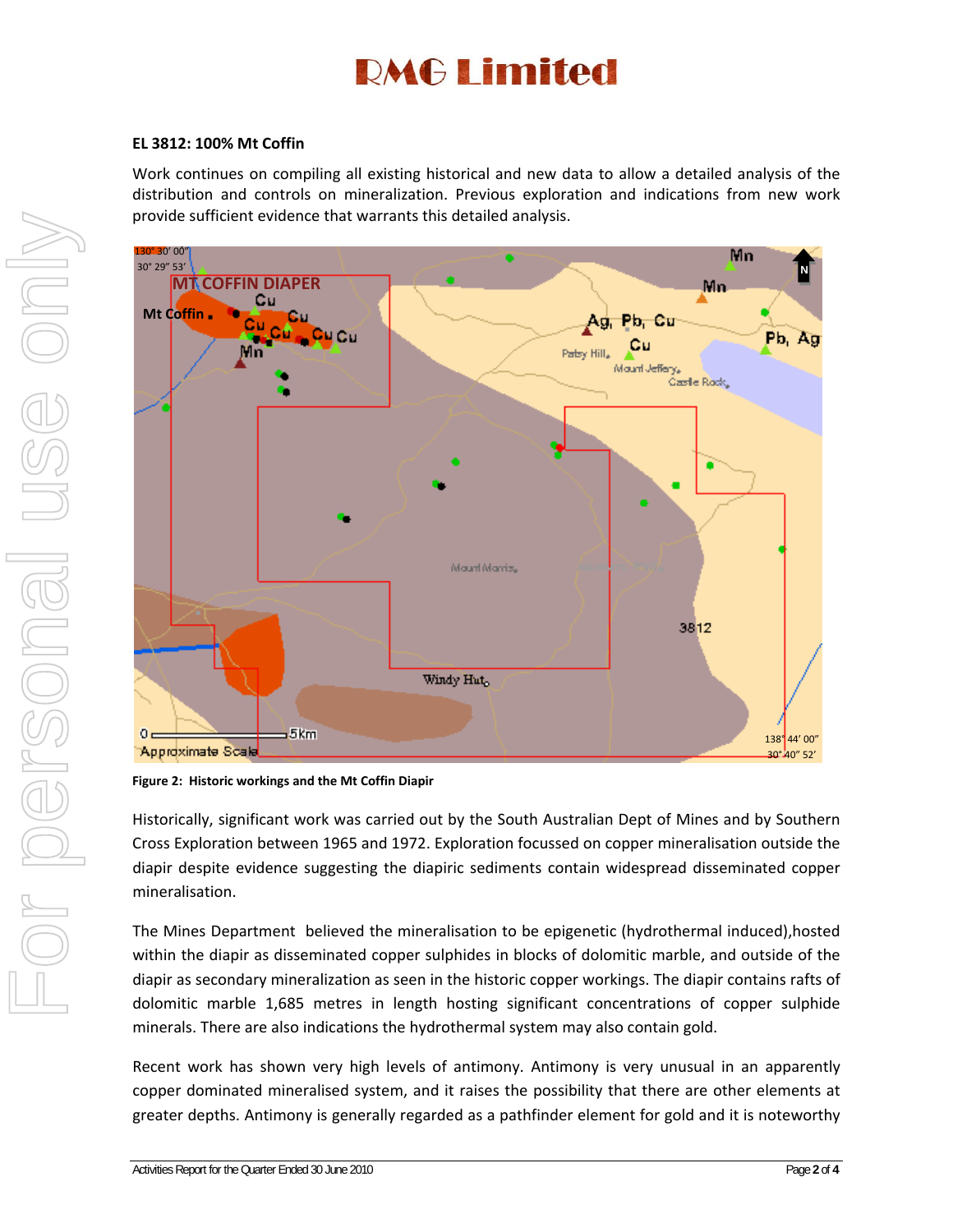**EL 3812: 100% Mt Coffin**

Work continues on compiling all existing historical and new data to allow a detailed analysis of the distribution and controls on mineralization. Previous exploration and indications from new work provide sufficient evidence that warrants this detailed analysis.

**Figure 2: Historic workings and the Mt Coffin Diapir**

Historically, significant work was carried out by the South Australian Dept of Mines and by Southern Cross Exploration between 1965 and 1972. Exploration focussed on copper mineralisation outside the diapir despite evidence suggesting the diapiric sediments contain widespread disseminated copper mineralisation.

The Mines Department believed the mineralisation to be epigenetic (hydrothermal induced),hosted within the diapir as disseminated copper sulphides in blocks of dolomitic marble, and outside of the diapir as secondary mineralization as seen in the historic copper workings. The diapir contains rafts of dolomitic marble 1,685 metres in length hosting significant concentrations of copper sulphide minerals. There are also indications the hydrothermal system may also contain gold.

Recent work has shown very high levels of antimony. Antimony is very unusual in an apparently copper dominated mineralised system, and it raises the possibility that there are other elements at greater depths. Antimony is generally regarded as a pathfinder element for gold and it is noteworthy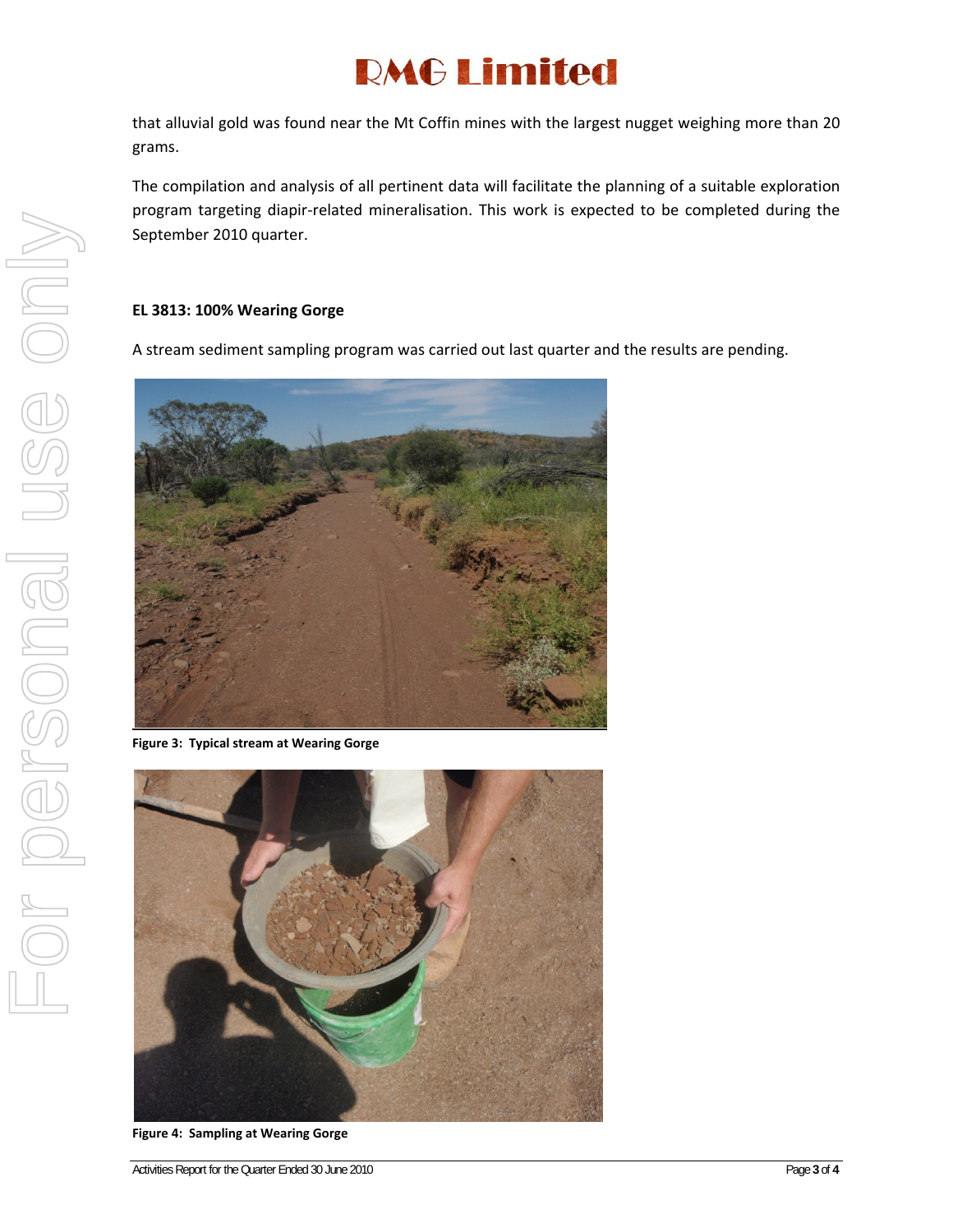that alluvial gold was found near the Mt Coffin mines with the largest nugget weighing more than 20 grams.

The compilation and analysis of all pertinent data will facilitate the planning of a suitable exploration program targeting diapir-related mineralisation. This work is expected to be completed during the September 2010 quarter.

### EL 3813: 100% Wearing Gorge

A stream sediment sampling program was carried out last quarter and the results are pending.

**Figure 3: Typical stream at Wearing Gorge**

**Figure 4: Sampling at Wearing Gorge**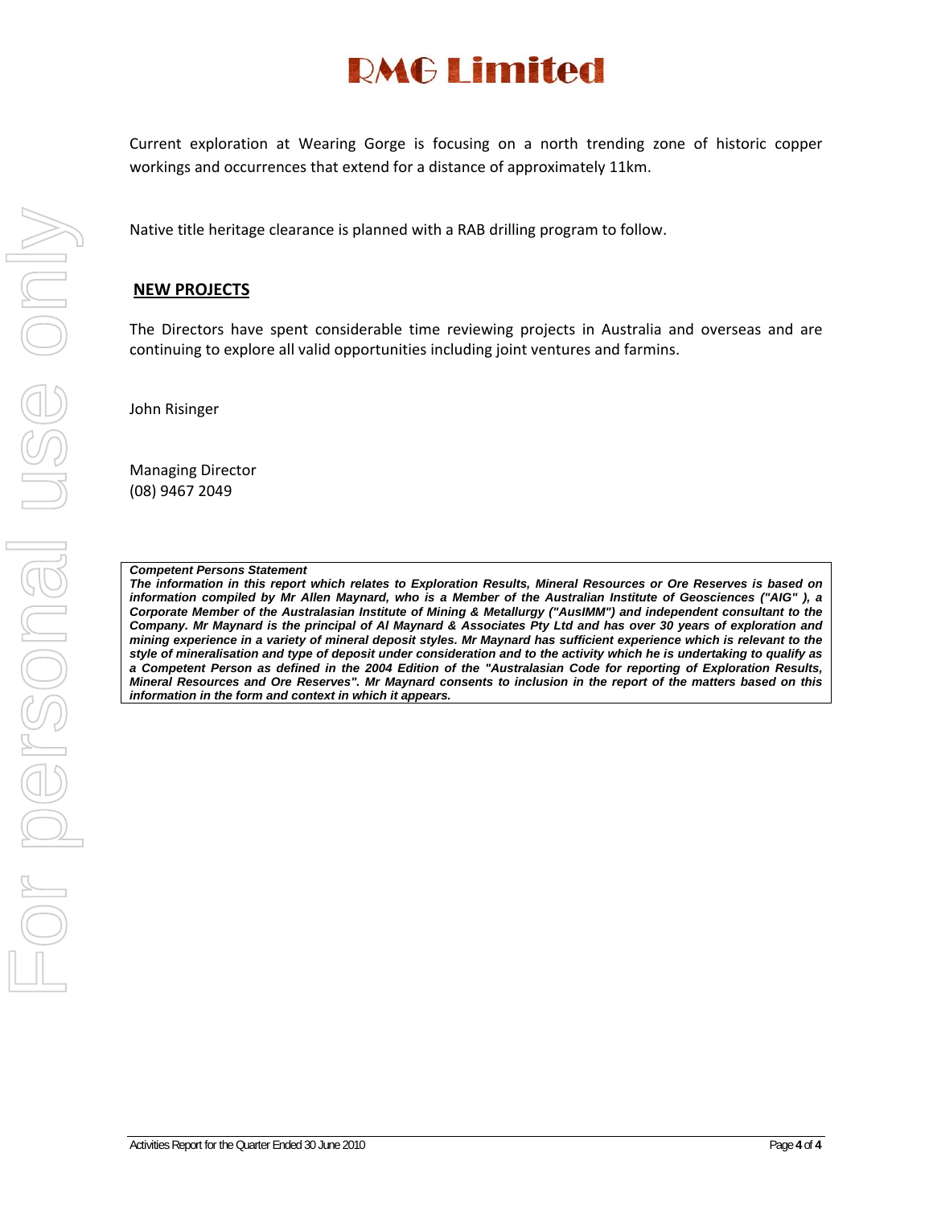Current exploration at Wearing Gorge is focusing on a north trending zone of historic copper workings and occurrences that extend for a distance of approximately 11km.

Native title heritage clearance is planned with a RAB drilling program to follow.

## NEW PROJECTS

The Directors have spent considerable time reviewing projects in Australia and overseas and are continuing to explore all valid opportunities including joint ventures and farmins.

John Risinger

Managing Director
(08) 9467 2049

***Competent Persons Statement***
***The information in this report which relates to Exploration Results, Mineral Resources or Ore Reserves is based on information compiled by Mr Allen Maynard, who is a Member of the Australian Institute of Geosciences ("AIG" ), a Corporate Member of the Australasian Institute of Mining & Metallurgy ("AusIMM") and independent consultant to the Company. Mr Maynard is the principal of Al Maynard & Associates Pty Ltd and has over 30 years of exploration and mining experience in a variety of mineral deposit styles. Mr Maynard has sufficient experience which is relevant to the style of mineralisation and type of deposit under consideration and to the activity which he is undertaking to qualify as a Competent Person as defined in the 2004 Edition of the "Australasian Code for reporting of Exploration Results, Mineral Resources and Ore Reserves". Mr Maynard consents to inclusion in the report of the matters based on this information in the form and context in which it appears.***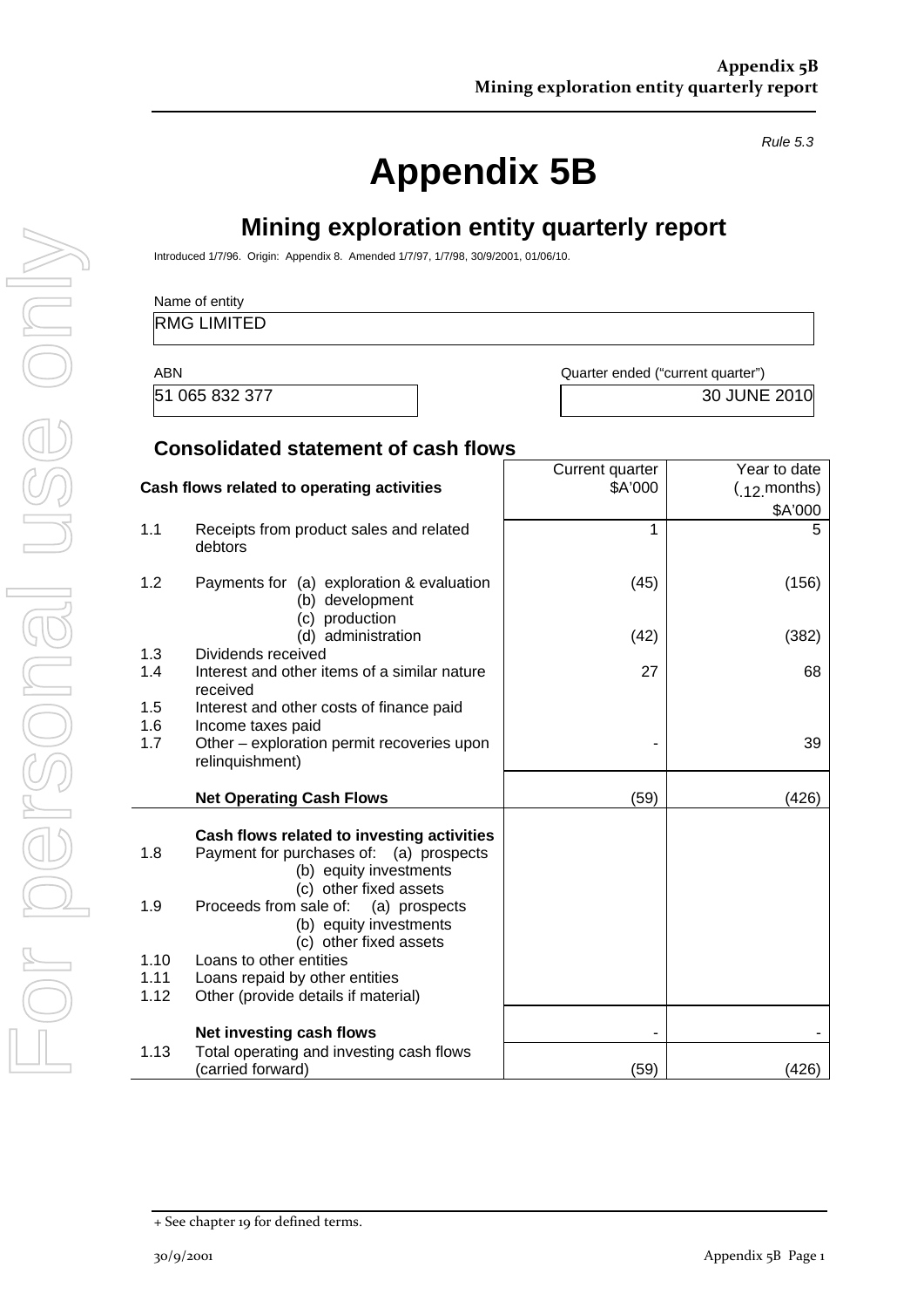*Rule 5.3*

# Appendix 5B

## Mining exploration entity quarterly report

Introduced 1/7/96. Origin: Appendix 8. Amended 1/7/97, 1/7/98, 30/9/2001, 01/06/10.

| Name of entity |
|---|
| RMG LIMITED |

| ABN | Quarter ended ("current quarter") |
|---|---|
| 51 065 832 377 | 30 JUNE 2010 |

### Consolidated statement of cash flows

| | Cash flows related to operating activities | Current quarter $A'000 | Year to date (.12.months) $A'000 |
|---|---|---|---|
| 1.1 | Receipts from product sales and related debtors | 1 | 5 |
| 1.2 | Payments for (a) exploration & evaluation | (45) | (156) |
| | (b) development | | |
| | (c) production | | |
| | (d) administration | (42) | (382) |
| 1.3 | Dividends received | | |
| 1.4 | Interest and other items of a similar nature received | 27 | 68 |
| 1.5 | Interest and other costs of finance paid | | |
| 1.6 | Income taxes paid | | |
| 1.7 | Other – exploration permit recoveries upon relinquishment) | - | 39 |
| | **Net Operating Cash Flows** | (59) | (426) |
| | **Cash flows related to investing activities** | | |
| 1.8 | Payment for purchases of: (a) prospects | | |
| | (b) equity investments | | |
| | (c) other fixed assets | | |
| 1.9 | Proceeds from sale of: (a) prospects | | |
| | (b) equity investments | | |
| | (c) other fixed assets | | |
| 1.10 | Loans to other entities | | |
| 1.11 | Loans repaid by other entities | | |
| 1.12 | Other (provide details if material) | | |
| | **Net investing cash flows** | - | - |
| 1.13 | Total operating and investing cash flows (carried forward) | (59) | (426) |

+ See chapter 19 for defined terms.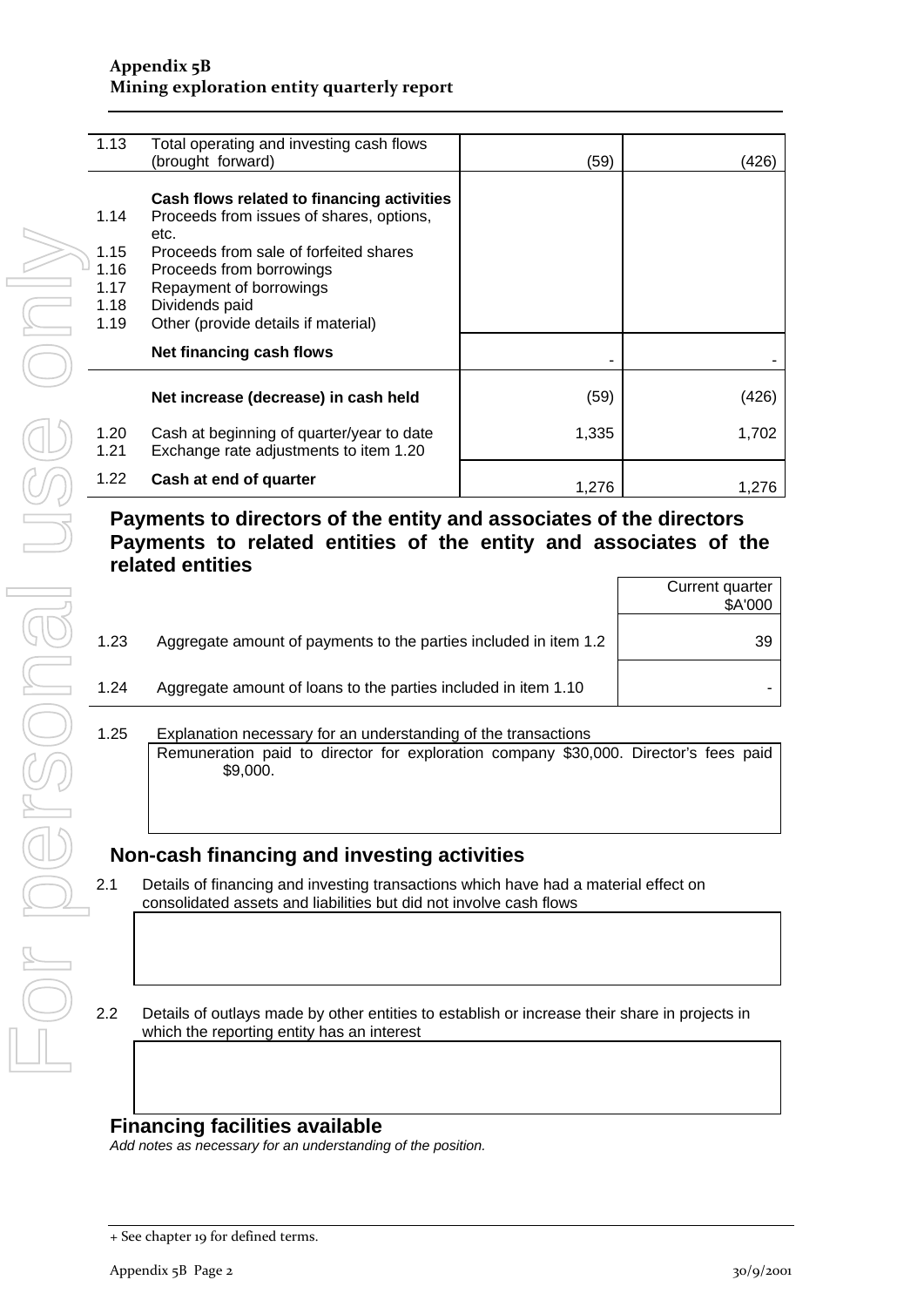| | | | |
|---|---|---|---|
| 1.13 | Total operating and investing cash flows (brought forward) | (59) | (426) |
| | **Cash flows related to financing activities** | | |
| 1.14 | Proceeds from issues of shares, options, etc. | | |
| 1.15 | Proceeds from sale of forfeited shares | | |
| 1.16 | Proceeds from borrowings | | |
| 1.17 | Repayment of borrowings | | |
| 1.18 | Dividends paid | | |
| 1.19 | Other (provide details if material) | | |
| | **Net financing cash flows** | - | - |
| | **Net increase (decrease) in cash held** | (59) | (426) |
| 1.20 | Cash at beginning of quarter/year to date | 1,335 | 1,702 |
| 1.21 | Exchange rate adjustments to item 1.20 | | |
| 1.22 | **Cash at end of quarter** | 1,276 | 1,276 |

## Payments to directors of the entity and associates of the directors Payments to related entities of the entity and associates of the related entities

| | | Current quarter $A'000 |
|---|---|---|
| 1.23 | Aggregate amount of payments to the parties included in item 1.2 | 39 |
| 1.24 | Aggregate amount of loans to the parties included in item 1.10 | - |

1.25 Explanation necessary for an understanding of the transactions

Remuneration paid to director for exploration company $30,000. Director's fees paid $9,000.

## Non-cash financing and investing activities

2.1 Details of financing and investing transactions which have had a material effect on consolidated assets and liabilities but did not involve cash flows

2.2 Details of outlays made by other entities to establish or increase their share in projects in which the reporting entity has an interest

## Financing facilities available

*Add notes as necessary for an understanding of the position.*

+ See chapter 19 for defined terms.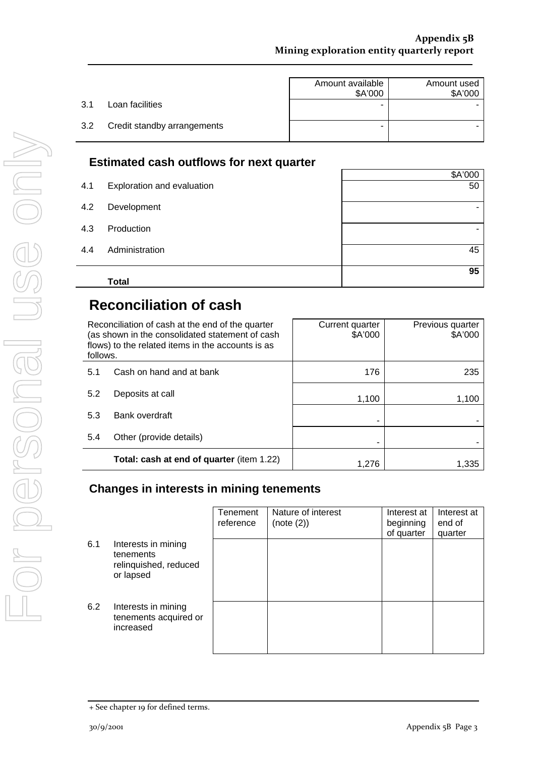| | | Amount available $A'000 | Amount used $A'000 |
|---|---|---|---|
| 3.1 | Loan facilities | - | - |
| 3.2 | Credit standby arrangements | - | - |

## Estimated cash outflows for next quarter

| | | $A'000 |
|---|---|---|
| 4.1 | Exploration and evaluation | 50 |
| 4.2 | Development | - |
| 4.3 | Production | - |
| 4.4 | Administration | 45 |
| | **Total** | **95** |

# Reconciliation of cash

| Reconciliation of cash at the end of the quarter (as shown in the consolidated statement of cash flows) to the related items in the accounts is as follows. | | Current quarter $A'000 | Previous quarter $A'000 |
|---|---|---|---|
| 5.1 | Cash on hand and at bank | 176 | 235 |
| 5.2 | Deposits at call | 1,100 | 1,100 |
| 5.3 | Bank overdraft | - | - |
| 5.4 | Other (provide details) | - | - |
| | **Total: cash at end of quarter** (item 1.22) | 1,276 | 1,335 |

## Changes in interests in mining tenements

| | | Tenement reference | Nature of interest (note (2)) | Interest at beginning of quarter | Interest at end of quarter |
|---|---|---|---|---|---|
| 6.1 | Interests in mining tenements relinquished, reduced or lapsed | | | | |
| 6.2 | Interests in mining tenements acquired or increased | | | | |

+ See chapter 19 for defined terms.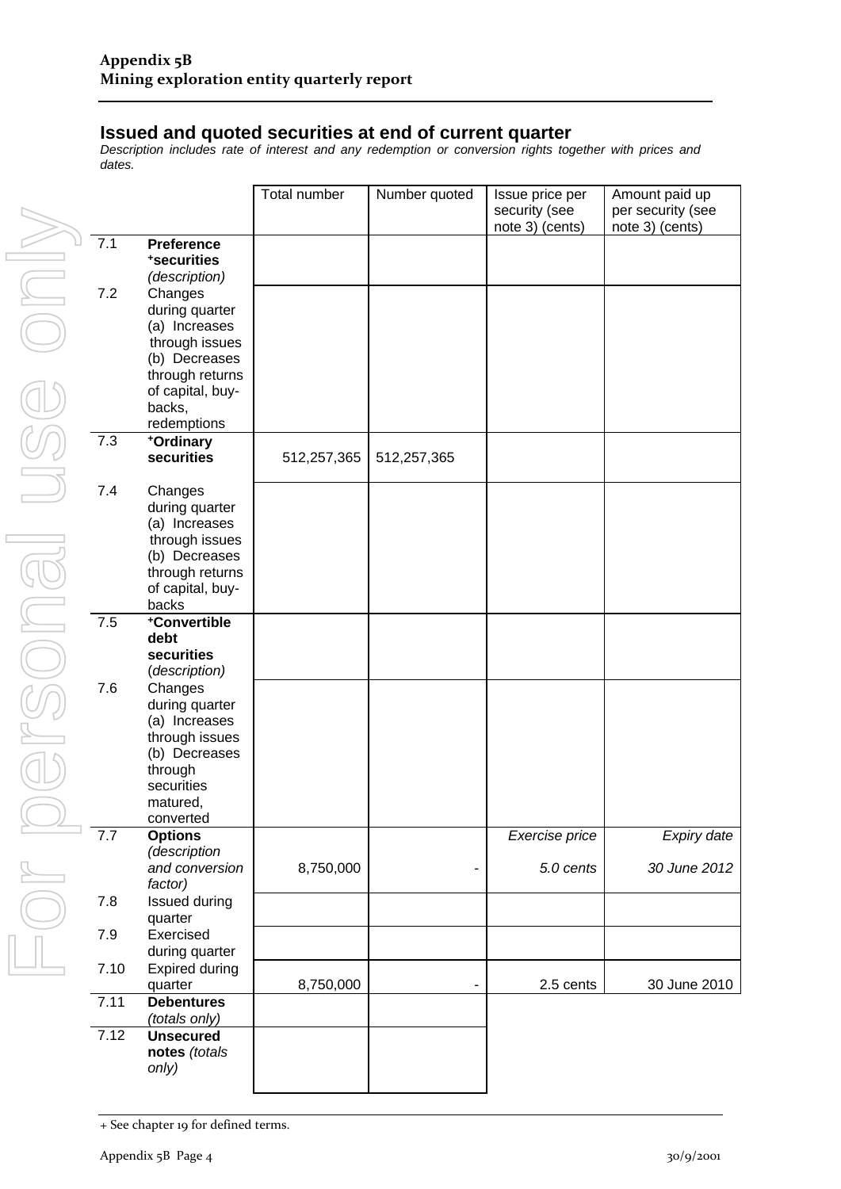## Issued and quoted securities at end of current quarter

*Description includes rate of interest and any redemption or conversion rights together with prices and dates.*

| | | Total number | Number quoted | Issue price per security (see note 3) (cents) | Amount paid up per security (see note 3) (cents) |
|---|---|---|---|---|---|
| 7.1 | **Preference +securities** *(description)* | | | | |
| 7.2 | Changes during quarter (a) Increases through issues (b) Decreases through returns of capital, buy-backs, redemptions | | | | |
| 7.3 | **+Ordinary securities** | 512,257,365 | 512,257,365 | | |
| 7.4 | Changes during quarter (a) Increases through issues (b) Decreases through returns of capital, buy-backs | | | | |
| 7.5 | **+Convertible debt securities** *(description)* | | | | |
| 7.6 | Changes during quarter (a) Increases through issues (b) Decreases through securities matured, converted | | | | |
| 7.7 | **Options** *(description and conversion factor)* | 8,750,000 | - | *Exercise price* *5.0 cents* | *Expiry date* *30 June 2012* |
| 7.8 | Issued during quarter | | | | |
| 7.9 | Exercised during quarter | | | | |
| 7.10 | Expired during quarter | 8,750,000 | - | 2.5 cents | 30 June 2010 |
| 7.11 | **Debentures** *(totals only)* | | | | |
| 7.12 | **Unsecured notes** *(totals only)* | | | | |

+ See chapter 19 for defined terms.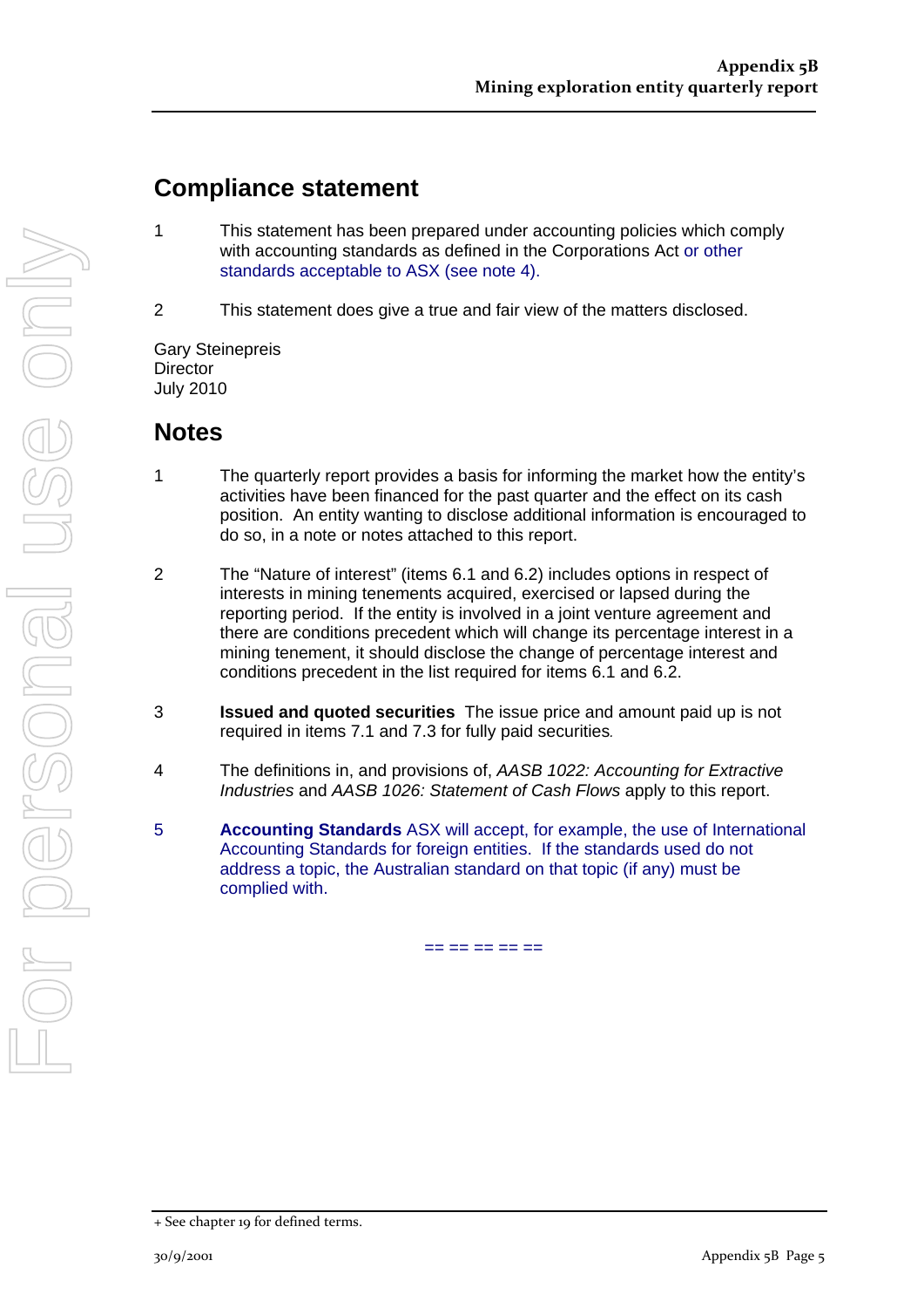## Compliance statement

1. This statement has been prepared under accounting policies which comply with accounting standards as defined in the Corporations Act or other standards acceptable to ASX (see note 4).

2. This statement does give a true and fair view of the matters disclosed.

Gary Steinepreis
Director
July 2010

## Notes

1. The quarterly report provides a basis for informing the market how the entity's activities have been financed for the past quarter and the effect on its cash position. An entity wanting to disclose additional information is encouraged to do so, in a note or notes attached to this report.

2. The "Nature of interest" (items 6.1 and 6.2) includes options in respect of interests in mining tenements acquired, exercised or lapsed during the reporting period. If the entity is involved in a joint venture agreement and there are conditions precedent which will change its percentage interest in a mining tenement, it should disclose the change of percentage interest and conditions precedent in the list required for items 6.1 and 6.2.

3. **Issued and quoted securities** The issue price and amount paid up is not required in items 7.1 and 7.3 for fully paid securities.

4. The definitions in, and provisions of, *AASB 1022: Accounting for Extractive Industries* and *AASB 1026: Statement of Cash Flows* apply to this report.

5. **Accounting Standards** ASX will accept, for example, the use of International Accounting Standards for foreign entities. If the standards used do not address a topic, the Australian standard on that topic (if any) must be complied with.

== == == == ==